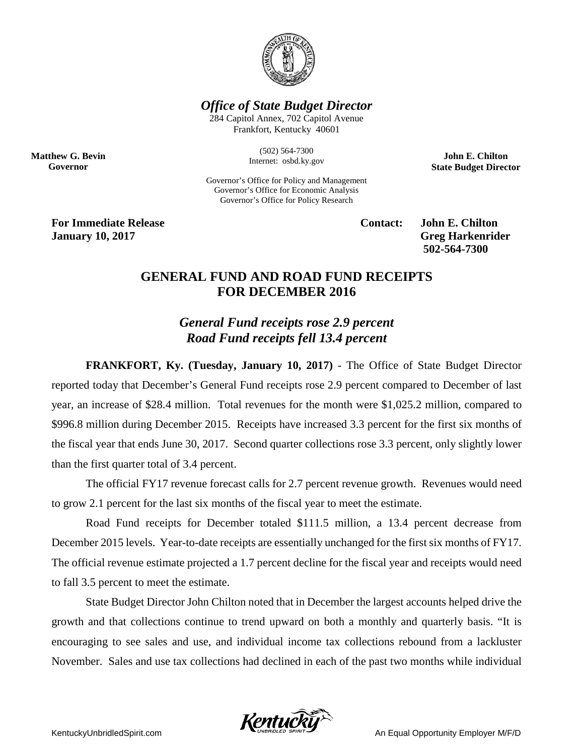*Office of State Budget Director*

284 Capitol Annex, 702 Capitol Avenue
Frankfort, Kentucky 40601

(502) 564-7300
Internet: osbd.ky.gov

Governor's Office for Policy and Management
Governor's Office for Economic Analysis
Governor's Office for Policy Research

**Matthew G. Bevin**
**Governor**

**John E. Chilton**
**State Budget Director**

**For Immediate Release**
**January 10, 2017**

**Contact: John E. Chilton**
**Greg Harkenrider**
**502-564-7300**

## GENERAL FUND AND ROAD FUND RECEIPTS FOR DECEMBER 2016

### *General Fund receipts rose 2.9 percent*
### *Road Fund receipts fell 13.4 percent*

**FRANKFORT, Ky. (Tuesday, January 10, 2017)** - The Office of State Budget Director reported today that December's General Fund receipts rose 2.9 percent compared to December of last year, an increase of $28.4 million. Total revenues for the month were $1,025.2 million, compared to $996.8 million during December 2015. Receipts have increased 3.3 percent for the first six months of the fiscal year that ends June 30, 2017. Second quarter collections rose 3.3 percent, only slightly lower than the first quarter total of 3.4 percent.

The official FY17 revenue forecast calls for 2.7 percent revenue growth. Revenues would need to grow 2.1 percent for the last six months of the fiscal year to meet the estimate.

Road Fund receipts for December totaled $111.5 million, a 13.4 percent decrease from December 2015 levels. Year-to-date receipts are essentially unchanged for the first six months of FY17. The official revenue estimate projected a 1.7 percent decline for the fiscal year and receipts would need to fall 3.5 percent to meet the estimate.

State Budget Director John Chilton noted that in December the largest accounts helped drive the growth and that collections continue to trend upward on both a monthly and quarterly basis. "It is encouraging to see sales and use, and individual income tax collections rebound from a lackluster November. Sales and use tax collections had declined in each of the past two months while individual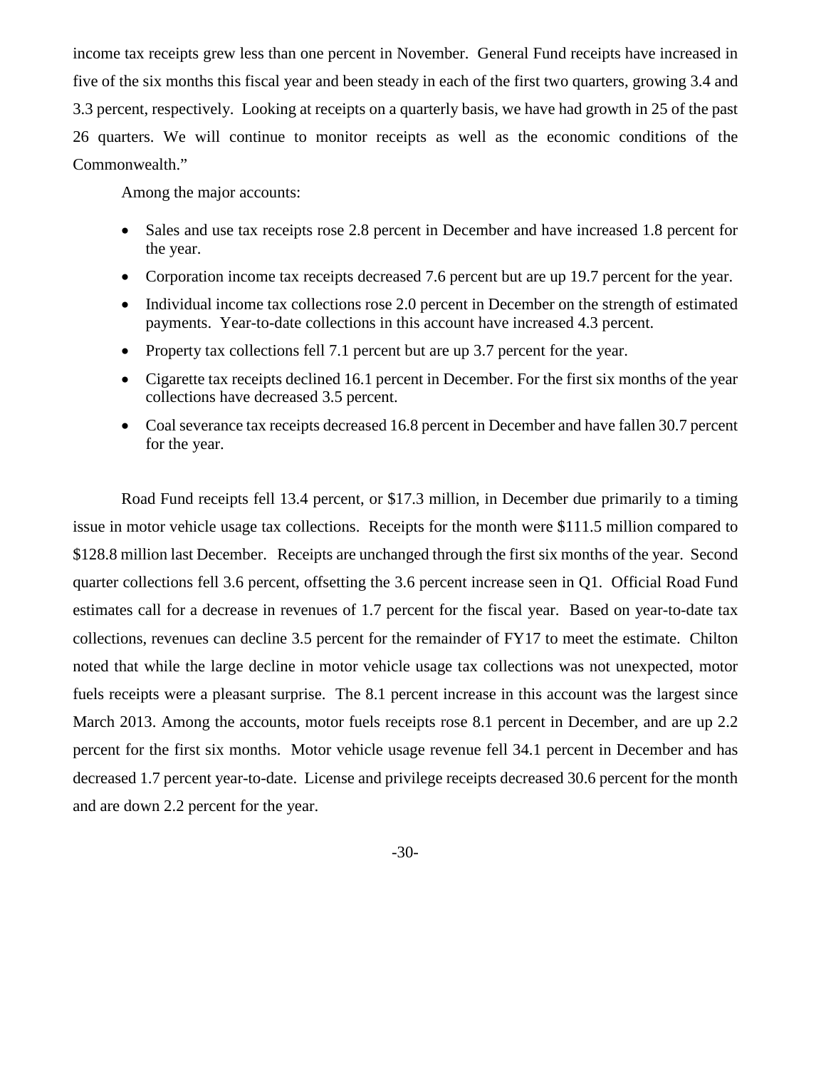income tax receipts grew less than one percent in November. General Fund receipts have increased in five of the six months this fiscal year and been steady in each of the first two quarters, growing 3.4 and 3.3 percent, respectively. Looking at receipts on a quarterly basis, we have had growth in 25 of the past 26 quarters. We will continue to monitor receipts as well as the economic conditions of the Commonwealth."

Among the major accounts:

- Sales and use tax receipts rose 2.8 percent in December and have increased 1.8 percent for the year.
- Corporation income tax receipts decreased 7.6 percent but are up 19.7 percent for the year.
- Individual income tax collections rose 2.0 percent in December on the strength of estimated payments. Year-to-date collections in this account have increased 4.3 percent.
- Property tax collections fell 7.1 percent but are up 3.7 percent for the year.
- Cigarette tax receipts declined 16.1 percent in December. For the first six months of the year collections have decreased 3.5 percent.
- Coal severance tax receipts decreased 16.8 percent in December and have fallen 30.7 percent for the year.

Road Fund receipts fell 13.4 percent, or $17.3 million, in December due primarily to a timing issue in motor vehicle usage tax collections. Receipts for the month were $111.5 million compared to $128.8 million last December. Receipts are unchanged through the first six months of the year. Second quarter collections fell 3.6 percent, offsetting the 3.6 percent increase seen in Q1. Official Road Fund estimates call for a decrease in revenues of 1.7 percent for the fiscal year. Based on year-to-date tax collections, revenues can decline 3.5 percent for the remainder of FY17 to meet the estimate. Chilton noted that while the large decline in motor vehicle usage tax collections was not unexpected, motor fuels receipts were a pleasant surprise. The 8.1 percent increase in this account was the largest since March 2013. Among the accounts, motor fuels receipts rose 8.1 percent in December, and are up 2.2 percent for the first six months. Motor vehicle usage revenue fell 34.1 percent in December and has decreased 1.7 percent year-to-date. License and privilege receipts decreased 30.6 percent for the month and are down 2.2 percent for the year.

-30-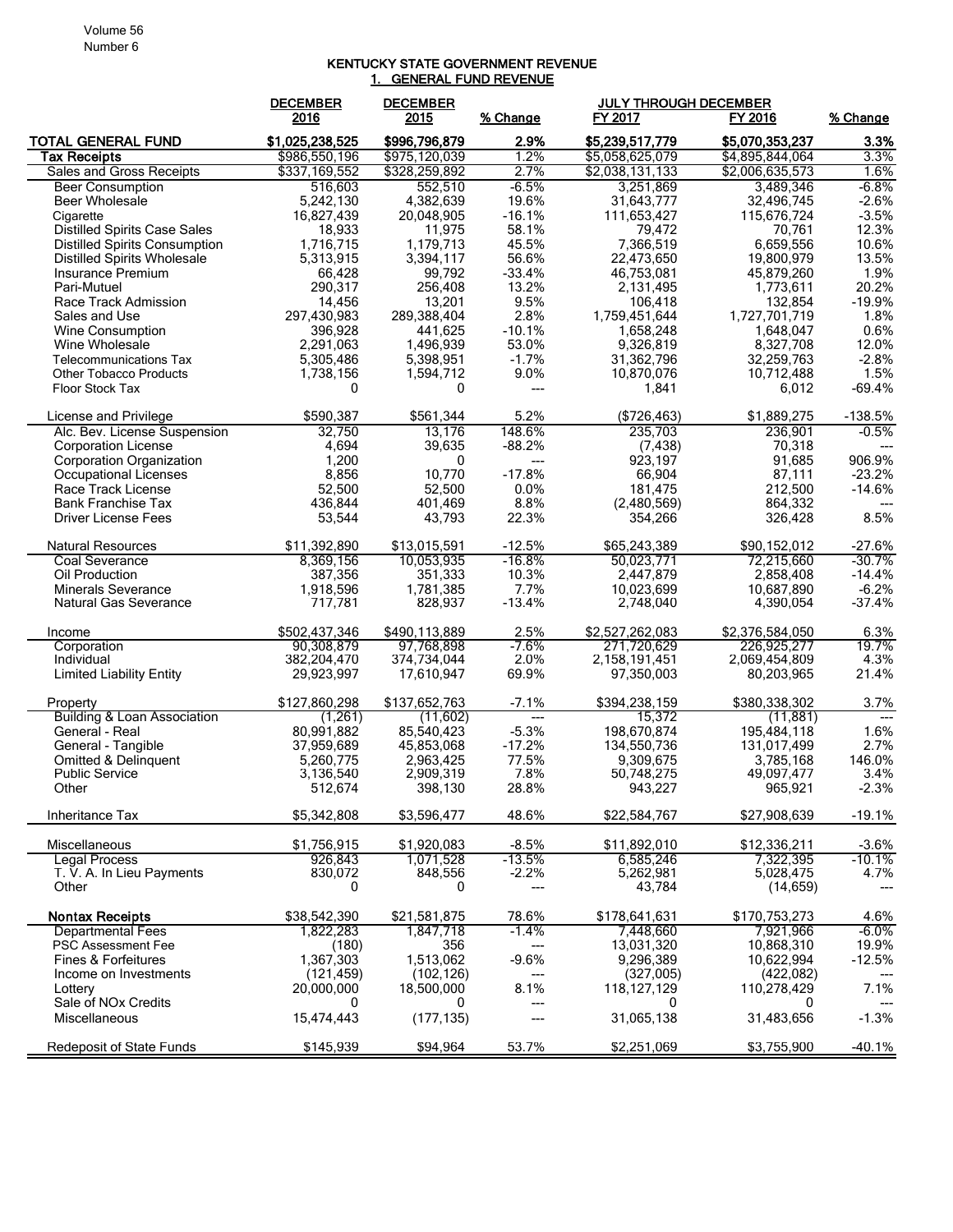# KENTUCKY STATE GOVERNMENT REVENUE

## 1. GENERAL FUND REVENUE

| | DECEMBER 2016 | DECEMBER 2015 | % Change | JULY THROUGH DECEMBER FY 2017 | FY 2016 | % Change |
|---|---|---|---|---|---|---|
| **TOTAL GENERAL FUND** | **$1,025,238,525** | **$996,796,879** | **2.9%** | **$5,239,517,779** | **$5,070,353,237** | **3.3%** |
| **Tax Receipts** | $986,550,196 | $975,120,039 | 1.2% | $5,058,625,079 | $4,895,844,064 | 3.3% |
| Sales and Gross Receipts | $337,169,552 | $328,259,892 | 2.7% | $2,038,131,133 | $2,006,635,573 | 1.6% |
| Beer Consumption | 516,603 | 552,510 | -6.5% | 3,251,869 | 3,489,346 | -6.8% |
| Beer Wholesale | 5,242,130 | 4,382,639 | 19.6% | 31,643,777 | 32,496,745 | -2.6% |
| Cigarette | 16,827,439 | 20,048,905 | -16.1% | 111,653,427 | 115,676,724 | -3.5% |
| Distilled Spirits Case Sales | 18,933 | 11,975 | 58.1% | 79,472 | 70,761 | 12.3% |
| Distilled Spirits Consumption | 1,716,715 | 1,179,713 | 45.5% | 7,366,519 | 6,659,556 | 10.6% |
| Distilled Spirits Wholesale | 5,313,915 | 3,394,117 | 56.6% | 22,473,650 | 19,800,979 | 13.5% |
| Insurance Premium | 66,428 | 99,792 | -33.4% | 46,753,081 | 45,879,260 | 1.9% |
| Pari-Mutuel | 290,317 | 256,408 | 13.2% | 2,131,495 | 1,773,611 | 20.2% |
| Race Track Admission | 14,456 | 13,201 | 9.5% | 106,418 | 132,854 | -19.9% |
| Sales and Use | 297,430,983 | 289,388,404 | 2.8% | 1,759,451,644 | 1,727,701,719 | 1.8% |
| Wine Consumption | 396,928 | 441,625 | -10.1% | 1,658,248 | 1,648,047 | 0.6% |
| Wine Wholesale | 2,291,063 | 1,496,939 | 53.0% | 9,326,819 | 8,327,708 | 12.0% |
| Telecommunications Tax | 5,305,486 | 5,398,951 | -1.7% | 31,362,796 | 32,259,763 | -2.8% |
| Other Tobacco Products | 1,738,156 | 1,594,712 | 9.0% | 10,870,076 | 10,712,488 | 1.5% |
| Floor Stock Tax | 0 | 0 | --- | 1,841 | 6,012 | -69.4% |
| License and Privilege | $590,387 | $561,344 | 5.2% | ($726,463) | $1,889,275 | -138.5% |
| Alc. Bev. License Suspension | 32,750 | 13,176 | 148.6% | 235,703 | 236,901 | -0.5% |
| Corporation License | 4,694 | 39,635 | -88.2% | (7,438) | 70,318 | --- |
| Corporation Organization | 1,200 | 0 | --- | 923,197 | 91,685 | 906.9% |
| Occupational Licenses | 8,856 | 10,770 | -17.8% | 66,904 | 87,111 | -23.2% |
| Race Track License | 52,500 | 52,500 | 0.0% | 181,475 | 212,500 | -14.6% |
| Bank Franchise Tax | 436,844 | 401,469 | 8.8% | (2,480,569) | 864,332 | --- |
| Driver License Fees | 53,544 | 43,793 | 22.3% | 354,266 | 326,428 | 8.5% |
| Natural Resources | $11,392,890 | $13,015,591 | -12.5% | $65,243,389 | $90,152,012 | -27.6% |
| Coal Severance | 8,369,156 | 10,053,935 | -16.8% | 50,023,771 | 72,215,660 | -30.7% |
| Oil Production | 387,356 | 351,333 | 10.3% | 2,447,879 | 2,858,408 | -14.4% |
| Minerals Severance | 1,918,596 | 1,781,385 | 7.7% | 10,023,699 | 10,687,890 | -6.2% |
| Natural Gas Severance | 717,781 | 828,937 | -13.4% | 2,748,040 | 4,390,054 | -37.4% |
| Income | $502,437,346 | $490,113,889 | 2.5% | $2,527,262,083 | $2,376,584,050 | 6.3% |
| Corporation | 90,308,879 | 97,768,898 | -7.6% | 271,720,629 | 226,925,277 | 19.7% |
| Individual | 382,204,470 | 374,734,044 | 2.0% | 2,158,191,451 | 2,069,454,809 | 4.3% |
| Limited Liability Entity | 29,923,997 | 17,610,947 | 69.9% | 97,350,003 | 80,203,965 | 21.4% |
| Property | $127,860,298 | $137,652,763 | -7.1% | $394,238,159 | $380,338,302 | 3.7% |
| Building & Loan Association | (1,261) | (11,602) | --- | 15,372 | (11,881) | --- |
| General - Real | 80,991,882 | 85,540,423 | -5.3% | 198,670,874 | 195,484,118 | 1.6% |
| General - Tangible | 37,959,689 | 45,853,068 | -17.2% | 134,550,736 | 131,017,499 | 2.7% |
| Omitted & Delinquent | 5,260,775 | 2,963,425 | 77.5% | 9,309,675 | 3,785,168 | 146.0% |
| Public Service | 3,136,540 | 2,909,319 | 7.8% | 50,748,275 | 49,097,477 | 3.4% |
| Other | 512,674 | 398,130 | 28.8% | 943,227 | 965,921 | -2.3% |
| Inheritance Tax | $5,342,808 | $3,596,477 | 48.6% | $22,584,767 | $27,908,639 | -19.1% |
| Miscellaneous | $1,756,915 | $1,920,083 | -8.5% | $11,892,010 | $12,336,211 | -3.6% |
| Legal Process | 926,843 | 1,071,528 | -13.5% | 6,585,246 | 7,322,395 | -10.1% |
| T. V. A. In Lieu Payments | 830,072 | 848,556 | -2.2% | 5,262,981 | 5,028,475 | 4.7% |
| Other | 0 | 0 | --- | 43,784 | (14,659) | --- |
| **Nontax Receipts** | $38,542,390 | $21,581,875 | 78.6% | $178,641,631 | $170,753,273 | 4.6% |
| Departmental Fees | 1,822,283 | 1,847,718 | -1.4% | 7,448,660 | 7,921,966 | -6.0% |
| PSC Assessment Fee | (180) | 356 | --- | 13,031,320 | 10,868,310 | 19.9% |
| Fines & Forfeitures | 1,367,303 | 1,513,062 | -9.6% | 9,296,389 | 10,622,994 | -12.5% |
| Income on Investments | (121,459) | (102,126) | --- | (327,005) | (422,082) | --- |
| Lottery | 20,000,000 | 18,500,000 | 8.1% | 118,127,129 | 110,278,429 | 7.1% |
| Sale of NOx Credits | 0 | 0 | --- | 0 | 0 | --- |
| Miscellaneous | 15,474,443 | (177,135) | --- | 31,065,138 | 31,483,656 | -1.3% |
| Redeposit of State Funds | $145,939 | $94,964 | 53.7% | $2,251,069 | $3,755,900 | -40.1% |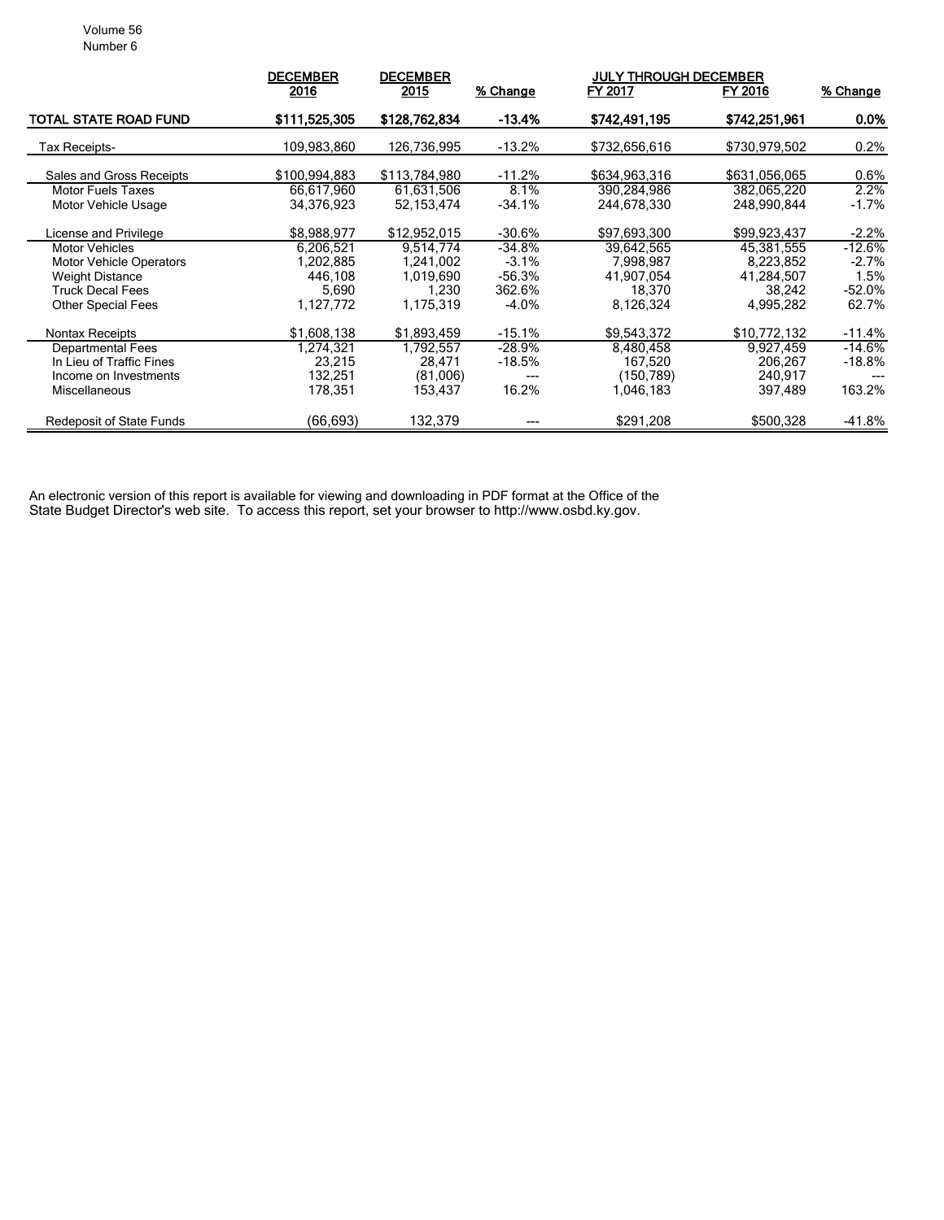| | DECEMBER 2016 | DECEMBER 2015 | % Change | JULY THROUGH DECEMBER FY 2017 | FY 2016 | % Change |
|---|---|---|---|---|---|---|
| **TOTAL STATE ROAD FUND** | **$111,525,305** | **$128,762,834** | **-13.4%** | **$742,491,195** | **$742,251,961** | **0.0%** |
| Tax Receipts- | 109,983,860 | 126,736,995 | -13.2% | $732,656,616 | $730,979,502 | 0.2% |
| Sales and Gross Receipts | $100,994,883 | $113,784,980 | -11.2% | $634,963,316 | $631,056,065 | 0.6% |
| Motor Fuels Taxes | 66,617,960 | 61,631,506 | 8.1% | 390,284,986 | 382,065,220 | 2.2% |
| Motor Vehicle Usage | 34,376,923 | 52,153,474 | -34.1% | 244,678,330 | 248,990,844 | -1.7% |
| License and Privilege | $8,988,977 | $12,952,015 | -30.6% | $97,693,300 | $99,923,437 | -2.2% |
| Motor Vehicles | 6,206,521 | 9,514,774 | -34.8% | 39,642,565 | 45,381,555 | -12.6% |
| Motor Vehicle Operators | 1,202,885 | 1,241,002 | -3.1% | 7,998,987 | 8,223,852 | -2.7% |
| Weight Distance | 446,108 | 1,019,690 | -56.3% | 41,907,054 | 41,284,507 | 1.5% |
| Truck Decal Fees | 5,690 | 1,230 | 362.6% | 18,370 | 38,242 | -52.0% |
| Other Special Fees | 1,127,772 | 1,175,319 | -4.0% | 8,126,324 | 4,995,282 | 62.7% |
| Nontax Receipts | $1,608,138 | $1,893,459 | -15.1% | $9,543,372 | $10,772,132 | -11.4% |
| Departmental Fees | 1,274,321 | 1,792,557 | -28.9% | 8,480,458 | 9,927,459 | -14.6% |
| In Lieu of Traffic Fines | 23,215 | 28,471 | -18.5% | 167,520 | 206,267 | -18.8% |
| Income on Investments | 132,251 | (81,006) | --- | (150,789) | 240,917 | --- |
| Miscellaneous | 178,351 | 153,437 | 16.2% | 1,046,183 | 397,489 | 163.2% |
| Redeposit of State Funds | (66,693) | 132,379 | --- | $291,208 | $500,328 | -41.8% |

An electronic version of this report is available for viewing and downloading in PDF format at the Office of the State Budget Director's web site. To access this report, set your browser to http://www.osbd.ky.gov.